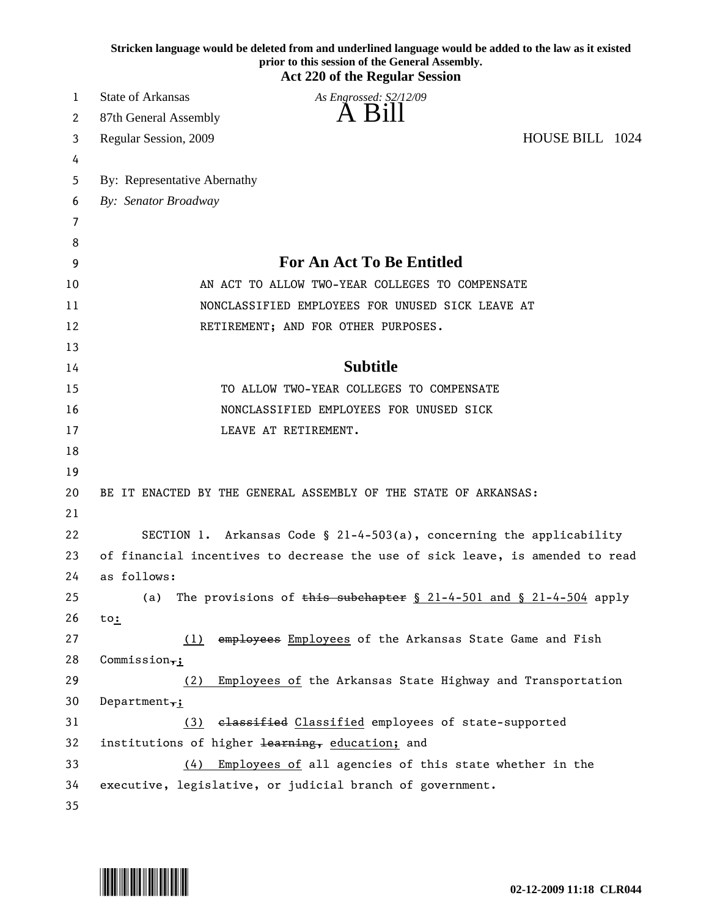**Stricken language would be deleted from and underlined language would be added to the law as it existed prior to this session of the General Assembly.**

**Act 220 of the Regular Session**

State of Arkansas
87th General Assembly
Regular Session, 2009

*As Engrossed: S2/12/09*

# A Bill

HOUSE BILL 1024

By: Representative Abernathy
*By: Senator Broadway*

## For An Act To Be Entitled

AN ACT TO ALLOW TWO-YEAR COLLEGES TO COMPENSATE NONCLASSIFIED EMPLOYEES FOR UNUSED SICK LEAVE AT RETIREMENT; AND FOR OTHER PURPOSES.

## Subtitle

TO ALLOW TWO-YEAR COLLEGES TO COMPENSATE NONCLASSIFIED EMPLOYEES FOR UNUSED SICK LEAVE AT RETIREMENT.

BE IT ENACTED BY THE GENERAL ASSEMBLY OF THE STATE OF ARKANSAS:

SECTION 1. Arkansas Code § 21-4-503(a), concerning the applicability of financial incentives to decrease the use of sick leave, is amended to read as follows:

(a) The provisions of ~~this subchapter~~ <u>§ 21-4-501 and § 21-4-504</u> apply to<u>:</u>

<u>(1)</u> ~~employees~~ <u>Employees</u> of the Arkansas State Game and Fish Commission~~,~~<u>;</u>

<u>(2) Employees of</u> the Arkansas State Highway and Transportation Department~~,~~<u>;</u>

<u>(3)</u> ~~classified~~ <u>Classified</u> employees of state-supported institutions of higher ~~learning,~~ <u>education;</u> and

<u>(4) Employees of</u> all agencies of this state whether in the executive, legislative, or judicial branch of government.

02-12-2009 11:18 CLR044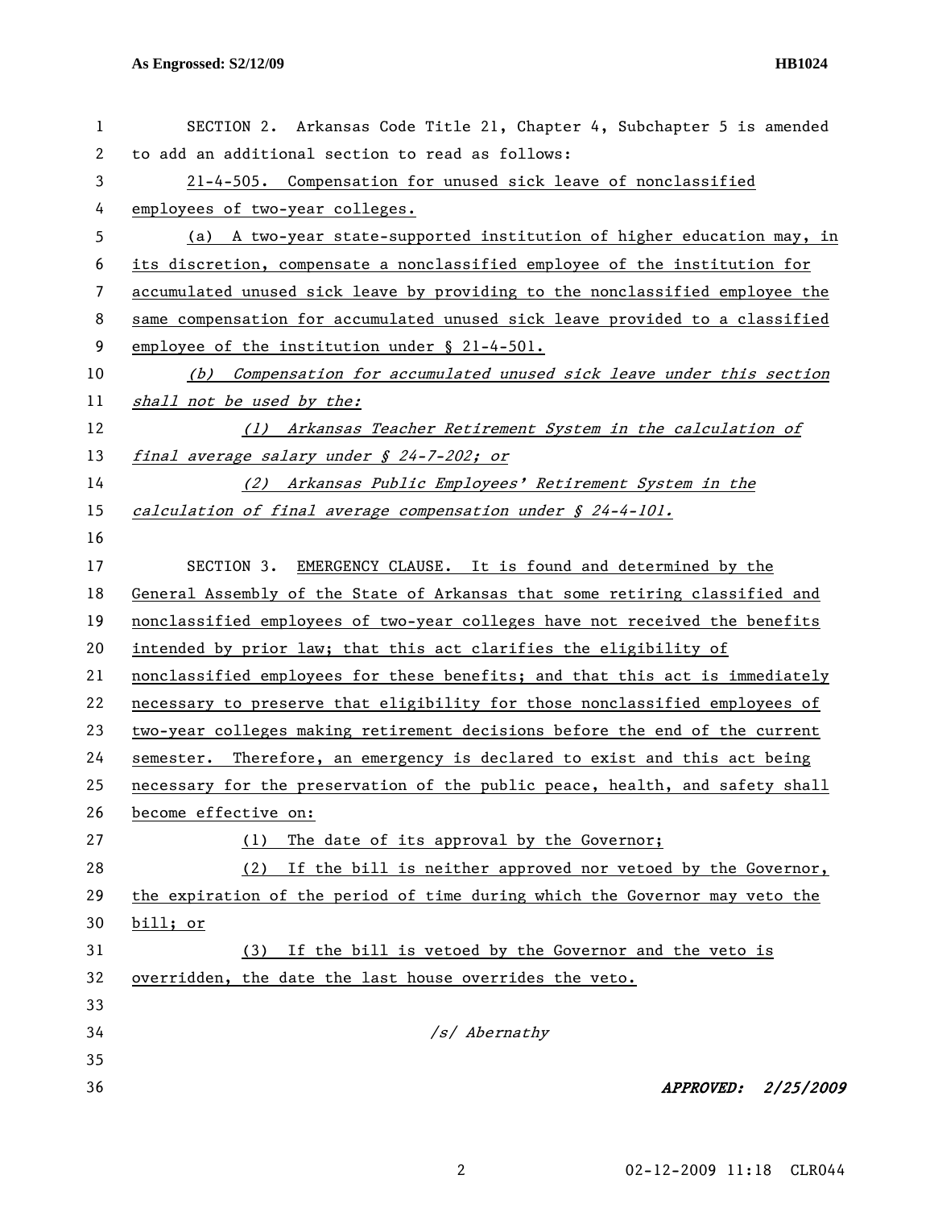SECTION 2. Arkansas Code Title 21, Chapter 4, Subchapter 5 is amended to add an additional section to read as follows:

21-4-505. Compensation for unused sick leave of nonclassified employees of two-year colleges.

(a) A two-year state-supported institution of higher education may, in its discretion, compensate a nonclassified employee of the institution for accumulated unused sick leave by providing to the nonclassified employee the same compensation for accumulated unused sick leave provided to a classified employee of the institution under § 21-4-501.

*(b) Compensation for accumulated unused sick leave under this section shall not be used by the:*

*(1) Arkansas Teacher Retirement System in the calculation of final average salary under § 24-7-202; or*

*(2) Arkansas Public Employees' Retirement System in the calculation of final average compensation under § 24-4-101.*

SECTION 3. EMERGENCY CLAUSE. It is found and determined by the General Assembly of the State of Arkansas that some retiring classified and nonclassified employees of two-year colleges have not received the benefits intended by prior law; that this act clarifies the eligibility of nonclassified employees for these benefits; and that this act is immediately necessary to preserve that eligibility for those nonclassified employees of two-year colleges making retirement decisions before the end of the current semester. Therefore, an emergency is declared to exist and this act being necessary for the preservation of the public peace, health, and safety shall become effective on:

(1) The date of its approval by the Governor;

(2) If the bill is neither approved nor vetoed by the Governor, the expiration of the period of time during which the Governor may veto the bill; or

(3) If the bill is vetoed by the Governor and the veto is overridden, the date the last house overrides the veto.

*/s/ Abernathy*

***APPROVED: 2/25/2009***